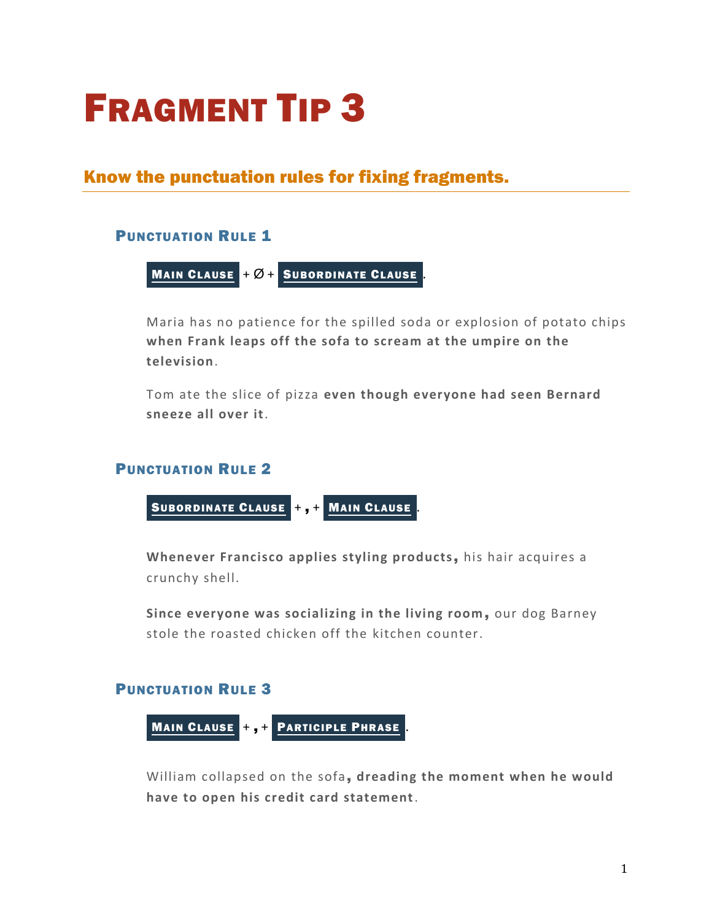# Fragment Tip 3

## Know the punctuation rules for fixing fragments.

### Punctuation Rule 1

**Main Clause** + Ø + **Subordinate Clause** .

Maria has no patience for the spilled soda or explosion of potato chips **when Frank leaps off the sofa to scream at the umpire on the television**.

Tom ate the slice of pizza **even though everyone had seen Bernard sneeze all over it**.

### Punctuation Rule 2

**Subordinate Clause** + **,** + **Main Clause** .

**Whenever Francisco applies styling products,** his hair acquires a crunchy shell.

**Since everyone was socializing in the living room,** our dog Barney stole the roasted chicken off the kitchen counter.

### Punctuation Rule 3

**Main Clause** + **,** + **Participle Phrase** .

William collapsed on the sofa**, dreading the moment when he would have to open his credit card statement**.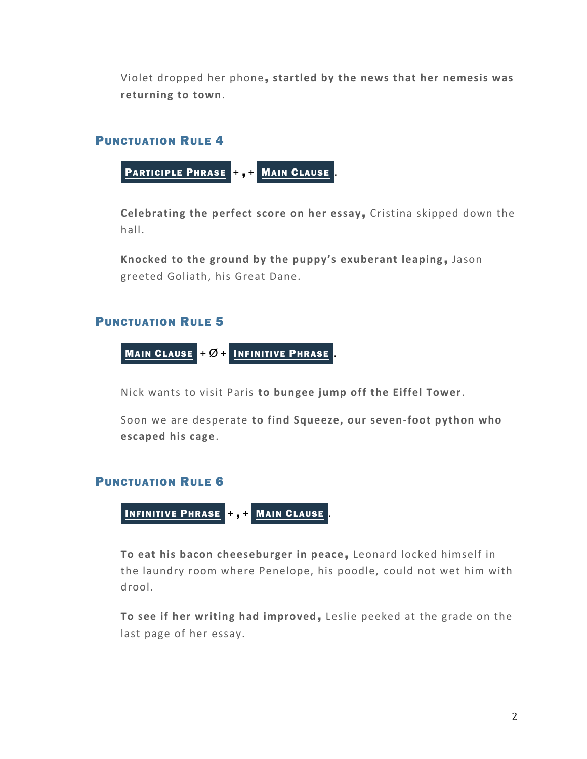Violet dropped her phone**, startled by the news that her nemesis was returning to town**.

## Punctuation Rule 4

**Participle Phrase** + **,** + **Main Clause** .

**Celebrating the perfect score on her essay,** Cristina skipped down the hall.

**Knocked to the ground by the puppy's exuberant leaping,** Jason greeted Goliath, his Great Dane.

## Punctuation Rule 5

**Main Clause** + Ø + **Infinitive Phrase** .

Nick wants to visit Paris **to bungee jump off the Eiffel Tower**.

Soon we are desperate **to find Squeeze, our seven-foot python who escaped his cage**.

## Punctuation Rule 6

**Infinitive Phrase** + **,** + **Main Clause** .

**To eat his bacon cheeseburger in peace,** Leonard locked himself in the laundry room where Penelope, his poodle, could not wet him with drool.

**To see if her writing had improved,** Leslie peeked at the grade on the last page of her essay.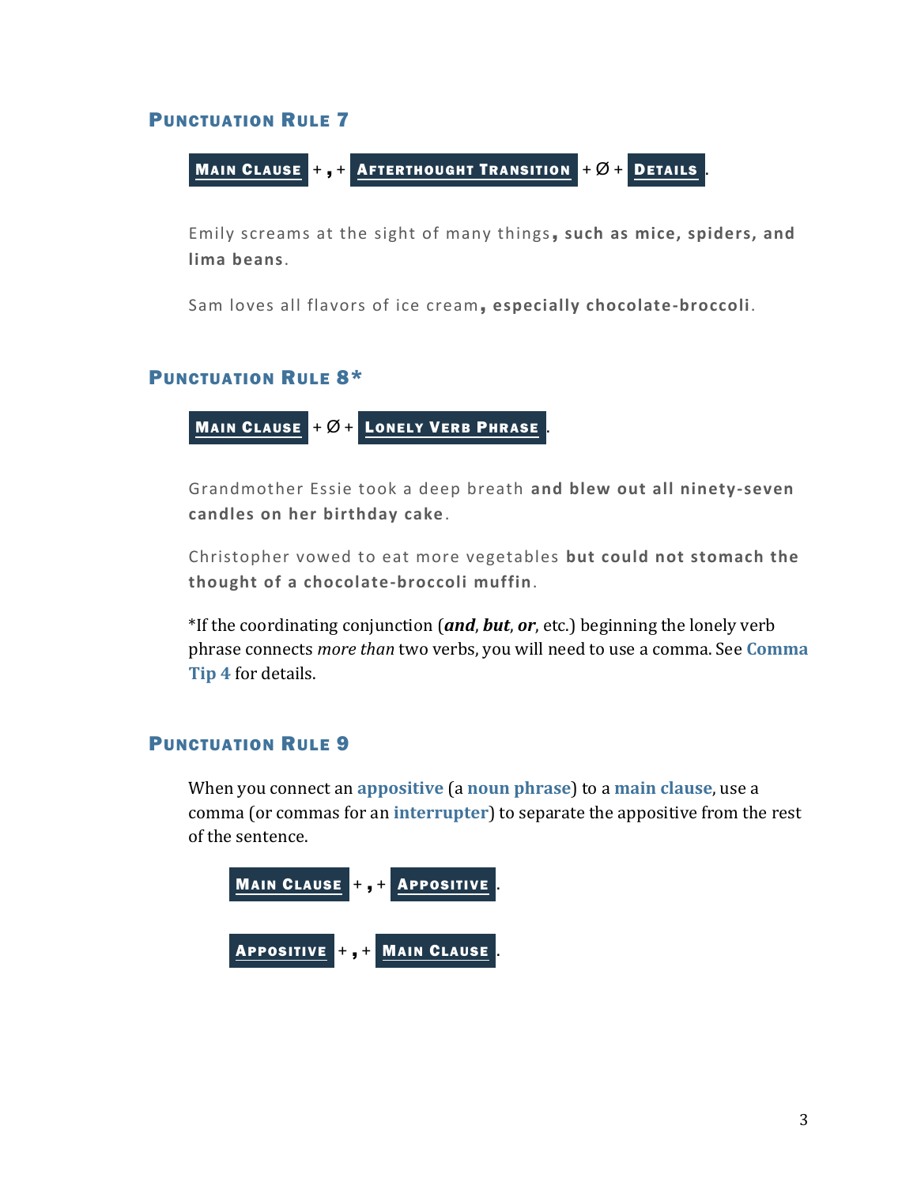## Punctuation Rule 7

**Main Clause** + **,** + **Afterthought Transition** + Ø + **Details**.

Emily screams at the sight of many things**, such as mice, spiders, and lima beans**.

Sam loves all flavors of ice cream**, especially chocolate-broccoli**.

## Punctuation Rule 8*

**Main Clause** + Ø + **Lonely Verb Phrase**.

Grandmother Essie took a deep breath **and blew out all ninety-seven candles on her birthday cake**.

Christopher vowed to eat more vegetables **but could not stomach the thought of a chocolate-broccoli muffin**.

*If the coordinating conjunction (***and***, ***but***, ***or***, etc.) beginning the lonely verb phrase connects *more than* two verbs, you will need to use a comma. See **Comma Tip 4** for details.

## Punctuation Rule 9

When you connect an **appositive** (a **noun phrase**) to a **main clause**, use a comma (or commas for an **interrupter**) to separate the appositive from the rest of the sentence.

**Main Clause** + **,** + **Appositive**.

**Appositive** + **,** + **Main Clause**.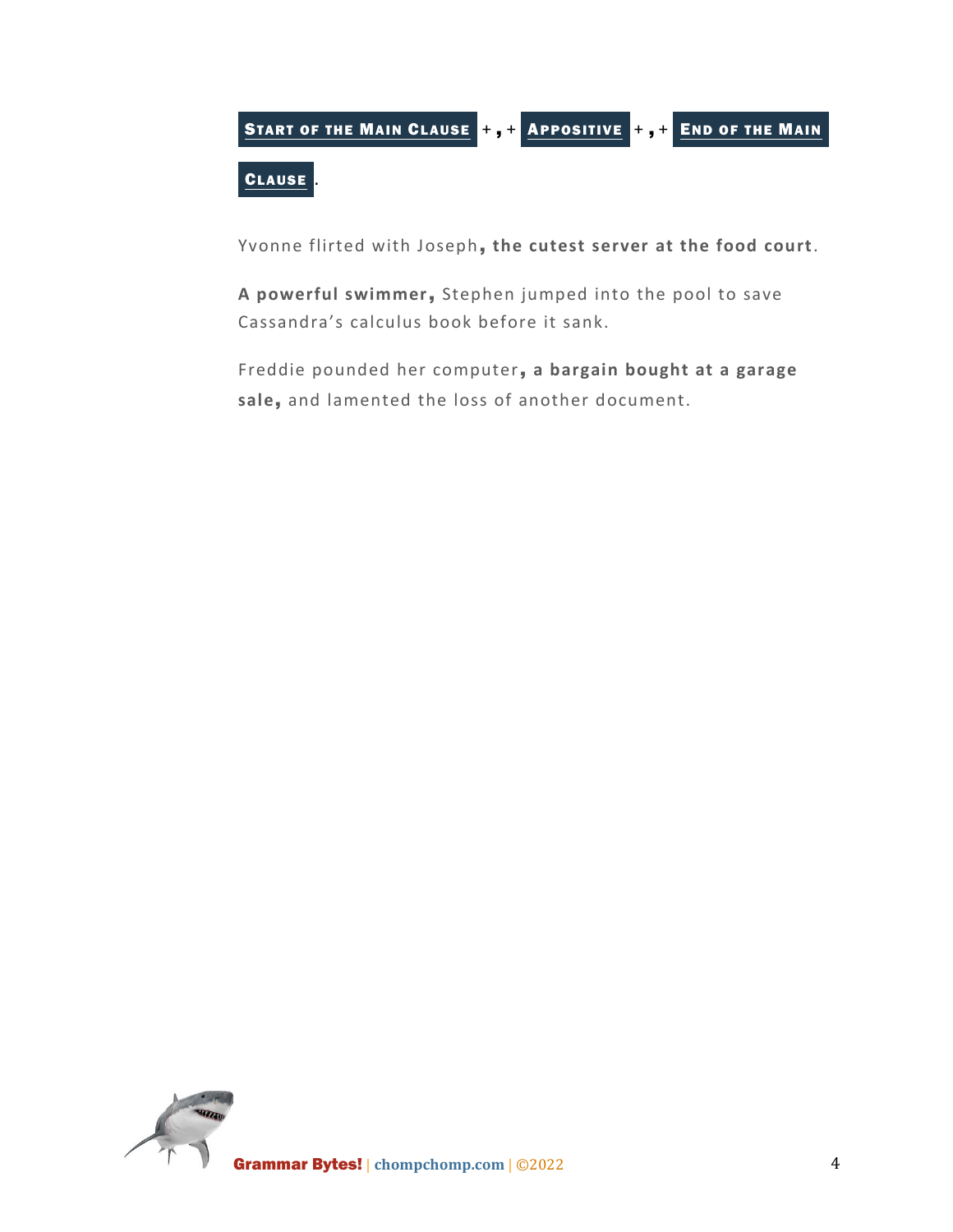**START OF THE MAIN CLAUSE** + **,** + **APPOSITIVE** + **,** + **END OF THE MAIN CLAUSE**.

Yvonne flirted with Joseph**, the cutest server at the food court**.

**A powerful swimmer,** Stephen jumped into the pool to save Cassandra's calculus book before it sank.

Freddie pounded her computer**, a bargain bought at a garage sale,** and lamented the loss of another document.